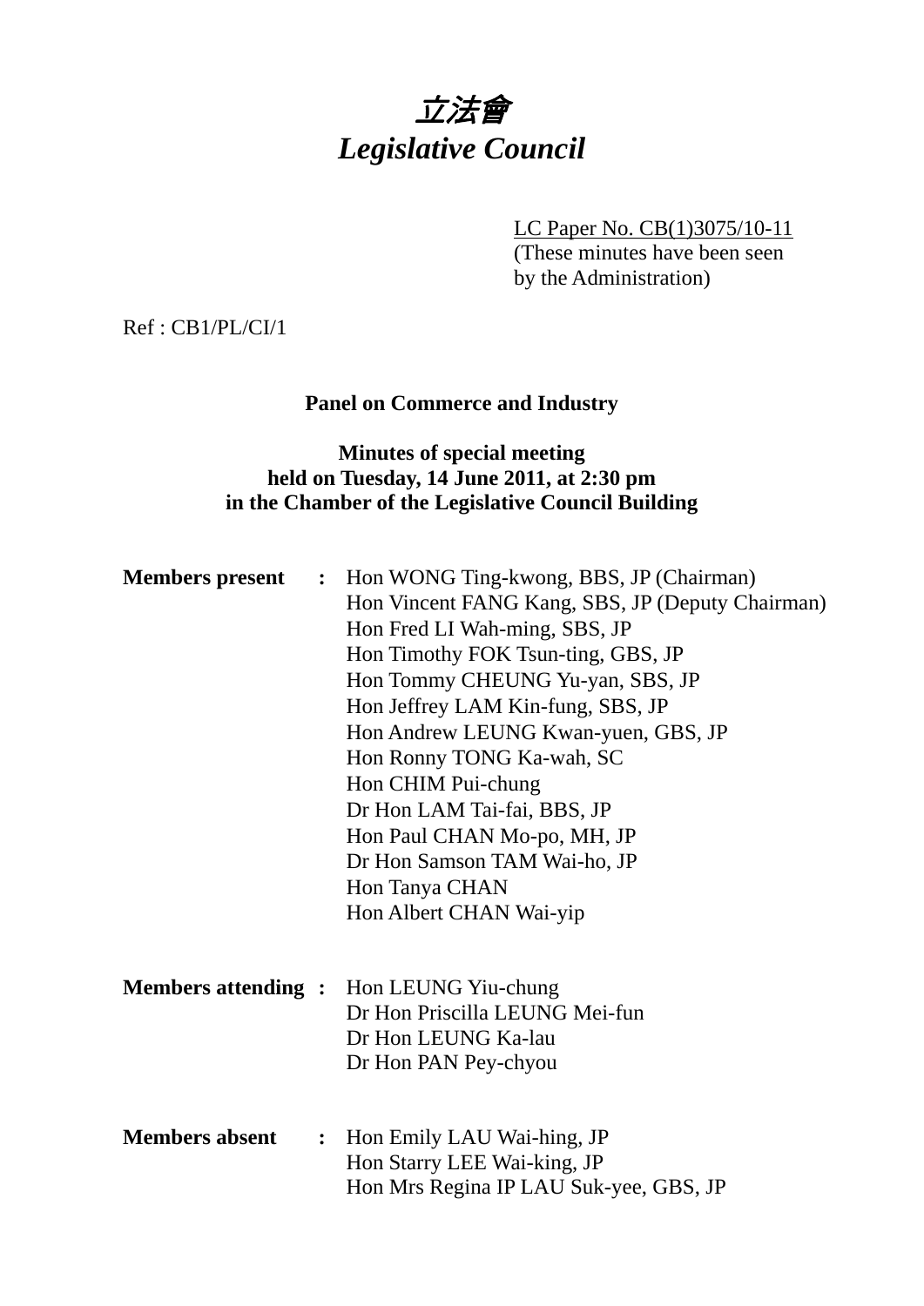# *立法會*
# *Legislative Council*

LC Paper No. CB(1)3075/10-11
(These minutes have been seen by the Administration)

Ref : CB1/PL/CI/1

**Panel on Commerce and Industry**

**Minutes of special meeting held on Tuesday, 14 June 2011, at 2:30 pm in the Chamber of the Legislative Council Building**

**Members present :**
Hon WONG Ting-kwong, BBS, JP (Chairman)
Hon Vincent FANG Kang, SBS, JP (Deputy Chairman)
Hon Fred LI Wah-ming, SBS, JP
Hon Timothy FOK Tsun-ting, GBS, JP
Hon Tommy CHEUNG Yu-yan, SBS, JP
Hon Jeffrey LAM Kin-fung, SBS, JP
Hon Andrew LEUNG Kwan-yuen, GBS, JP
Hon Ronny TONG Ka-wah, SC
Hon CHIM Pui-chung
Dr Hon LAM Tai-fai, BBS, JP
Hon Paul CHAN Mo-po, MH, JP
Dr Hon Samson TAM Wai-ho, JP
Hon Tanya CHAN
Hon Albert CHAN Wai-yip

**Members attending :**
Hon LEUNG Yiu-chung
Dr Hon Priscilla LEUNG Mei-fun
Dr Hon LEUNG Ka-lau
Dr Hon PAN Pey-chyou

**Members absent :**
Hon Emily LAU Wai-hing, JP
Hon Starry LEE Wai-king, JP
Hon Mrs Regina IP LAU Suk-yee, GBS, JP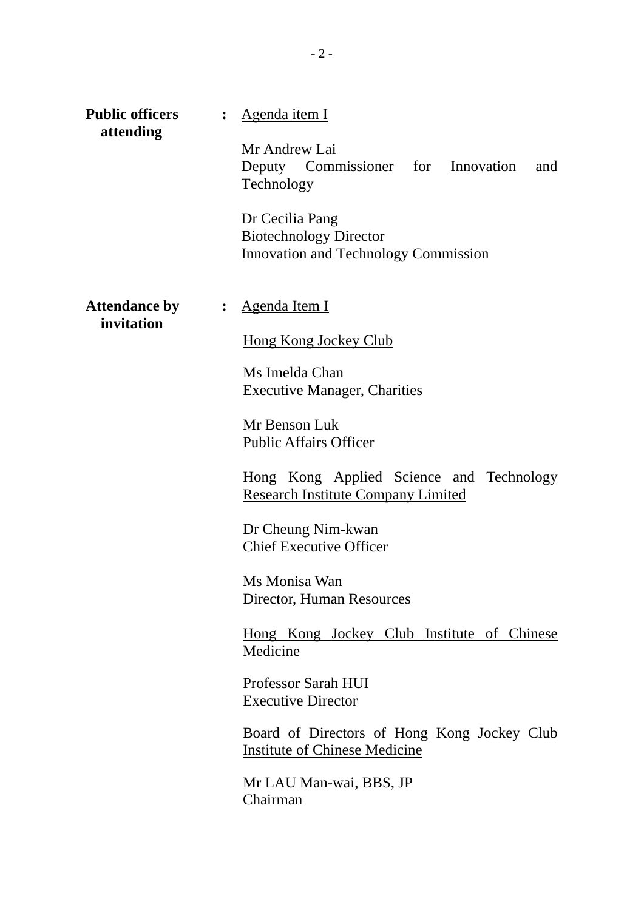**Public officers attending** : <u>Agenda item I</u>

Mr Andrew Lai
Deputy Commissioner for Innovation and Technology

Dr Cecilia Pang
Biotechnology Director
Innovation and Technology Commission

**Attendance by invitation** : <u>Agenda Item I</u>

<u>Hong Kong Jockey Club</u>

Ms Imelda Chan
Executive Manager, Charities

Mr Benson Luk
Public Affairs Officer

<u>Hong Kong Applied Science and Technology Research Institute Company Limited</u>

Dr Cheung Nim-kwan
Chief Executive Officer

Ms Monisa Wan
Director, Human Resources

<u>Hong Kong Jockey Club Institute of Chinese Medicine</u>

Professor Sarah HUI
Executive Director

<u>Board of Directors of Hong Kong Jockey Club Institute of Chinese Medicine</u>

Mr LAU Man-wai, BBS, JP
Chairman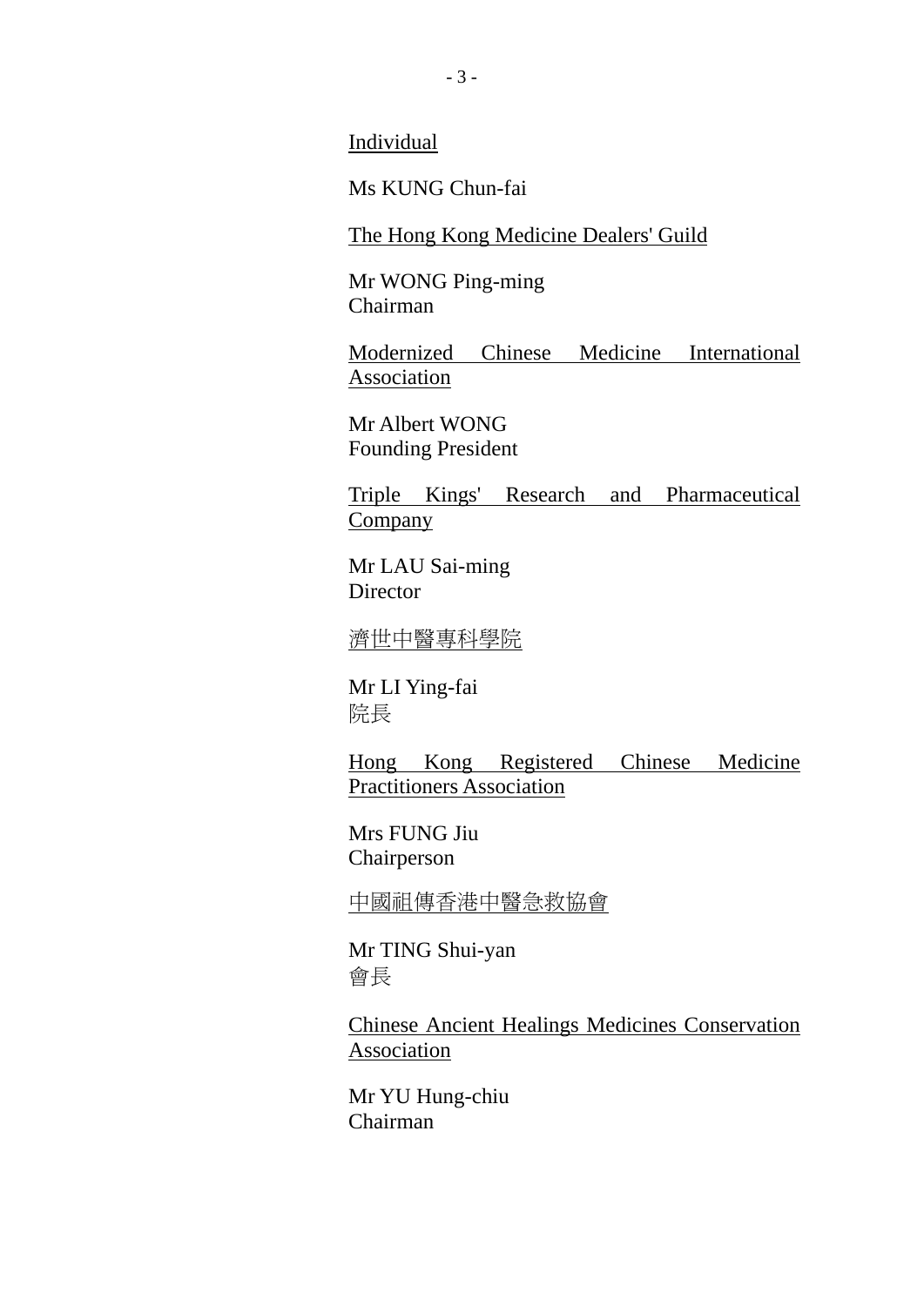Individual

Ms KUNG Chun-fai

The Hong Kong Medicine Dealers' Guild

Mr WONG Ping-ming
Chairman

Modernized Chinese Medicine International Association

Mr Albert WONG
Founding President

Triple Kings' Research and Pharmaceutical Company

Mr LAU Sai-ming
Director

濟世中醫專科學院

Mr LI Ying-fai
院長

Hong Kong Registered Chinese Medicine Practitioners Association

Mrs FUNG Jiu
Chairperson

中國祖傳香港中醫急救協會

Mr TING Shui-yan
會長

Chinese Ancient Healings Medicines Conservation Association

Mr YU Hung-chiu
Chairman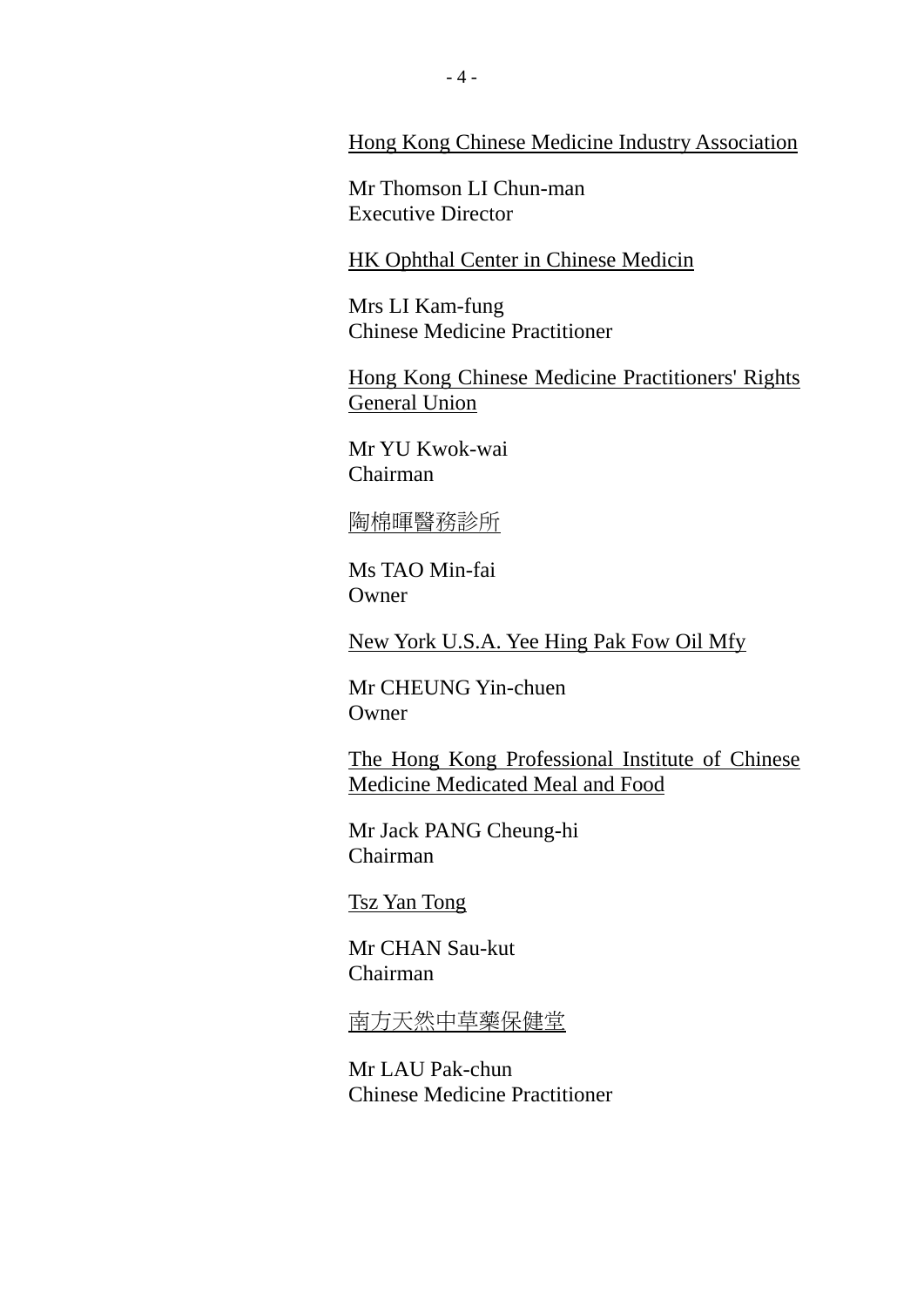<u>Hong Kong Chinese Medicine Industry Association</u>

Mr Thomson LI Chun-man
Executive Director

<u>HK Ophthal Center in Chinese Medicin</u>

Mrs LI Kam-fung
Chinese Medicine Practitioner

<u>Hong Kong Chinese Medicine Practitioners' Rights General Union</u>

Mr YU Kwok-wai
Chairman

<u>陶棉暉醫務診所</u>

Ms TAO Min-fai
Owner

<u>New York U.S.A. Yee Hing Pak Fow Oil Mfy</u>

Mr CHEUNG Yin-chuen
Owner

<u>The Hong Kong Professional Institute of Chinese Medicine Medicated Meal and Food</u>

Mr Jack PANG Cheung-hi
Chairman

<u>Tsz Yan Tong</u>

Mr CHAN Sau-kut
Chairman

<u>南方天然中草藥保健堂</u>

Mr LAU Pak-chun
Chinese Medicine Practitioner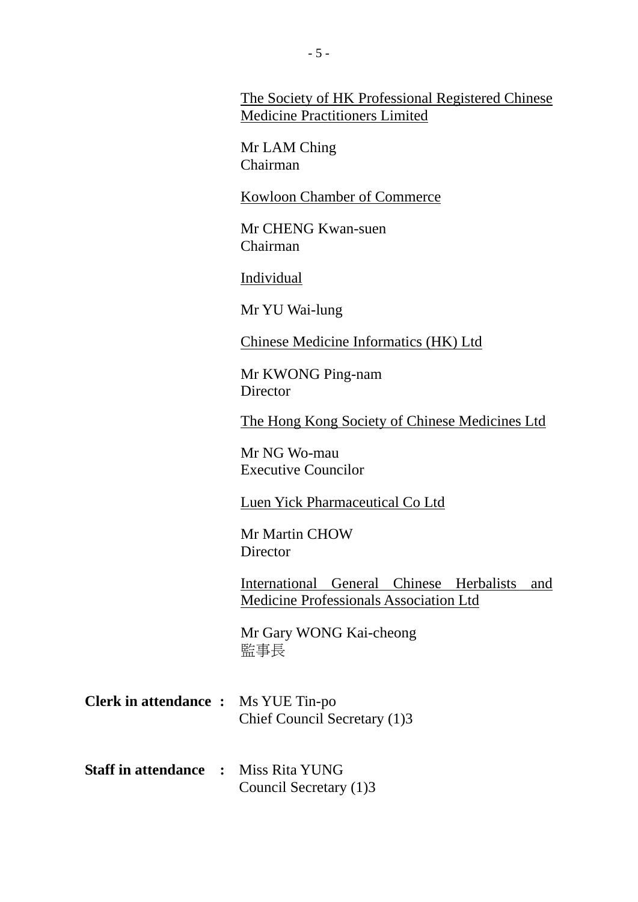The Society of HK Professional Registered Chinese Medicine Practitioners Limited

Mr LAM Ching
Chairman

Kowloon Chamber of Commerce

Mr CHENG Kwan-suen
Chairman

Individual

Mr YU Wai-lung

Chinese Medicine Informatics (HK) Ltd

Mr KWONG Ping-nam
Director

The Hong Kong Society of Chinese Medicines Ltd

Mr NG Wo-mau
Executive Councilor

Luen Yick Pharmaceutical Co Ltd

Mr Martin CHOW
Director

International General Chinese Herbalists and Medicine Professionals Association Ltd

Mr Gary WONG Kai-cheong
監事長

**Clerk in attendance :** Ms YUE Tin-po
Chief Council Secretary (1)3

**Staff in attendance :** Miss Rita YUNG
Council Secretary (1)3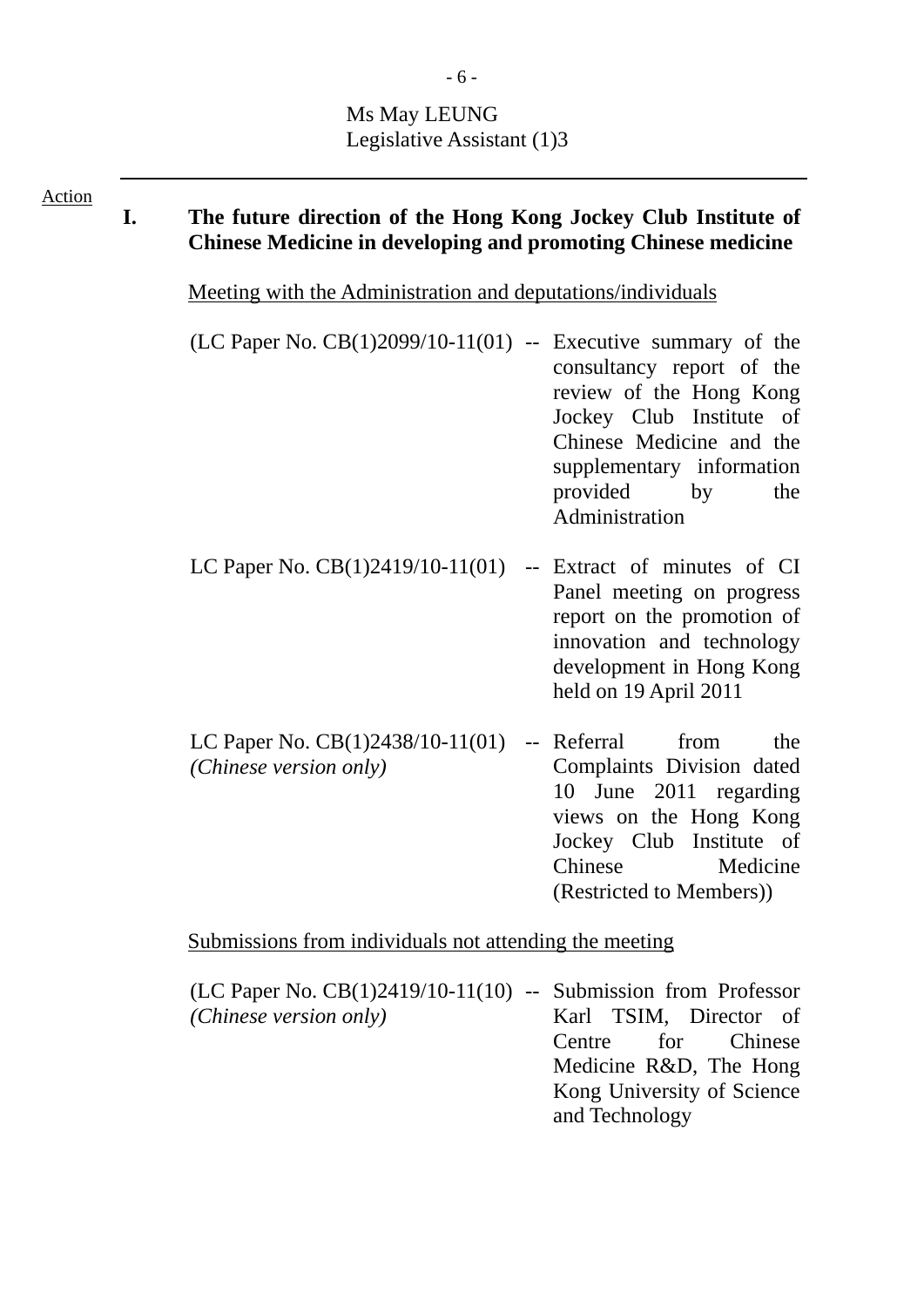Ms May LEUNG
Legislative Assistant (1)3

Action

## I. The future direction of the Hong Kong Jockey Club Institute of Chinese Medicine in developing and promoting Chinese medicine

Meeting with the Administration and deputations/individuals

(LC Paper No. CB(1)2099/10-11(01) -- Executive summary of the consultancy report of the review of the Hong Kong Jockey Club Institute of Chinese Medicine and the supplementary information provided by the Administration

LC Paper No. CB(1)2419/10-11(01) -- Extract of minutes of CI Panel meeting on progress report on the promotion of innovation and technology development in Hong Kong held on 19 April 2011

LC Paper No. CB(1)2438/10-11(01) *(Chinese version only)* -- Referral from the Complaints Division dated 10 June 2011 regarding views on the Hong Kong Jockey Club Institute of Chinese Medicine (Restricted to Members))

Submissions from individuals not attending the meeting

(LC Paper No. CB(1)2419/10-11(10) *(Chinese version only)* -- Submission from Professor Karl TSIM, Director of Centre for Chinese Medicine R&D, The Hong Kong University of Science and Technology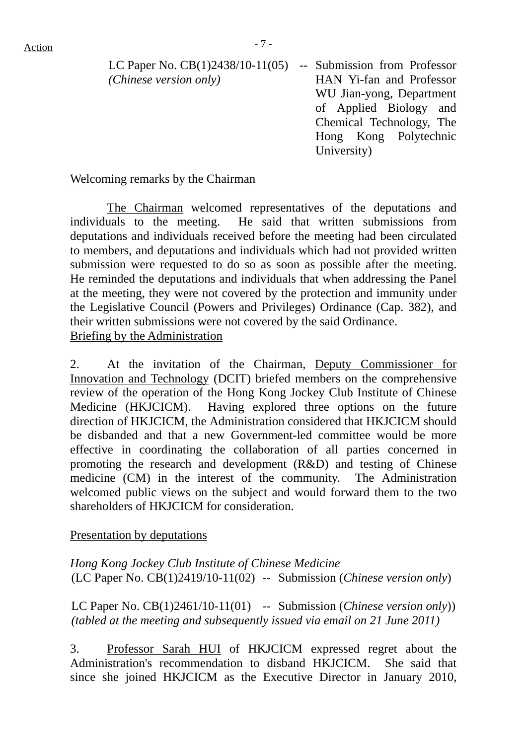Action

LC Paper No. CB(1)2438/10-11(05) -- Submission from Professor HAN Yi-fan and Professor WU Jian-yong, Department of Applied Biology and Chemical Technology, The Hong Kong Polytechnic University)
*(Chinese version only)*

Welcoming remarks by the Chairman

The Chairman welcomed representatives of the deputations and individuals to the meeting. He said that written submissions from deputations and individuals received before the meeting had been circulated to members, and deputations and individuals which had not provided written submission were requested to do so as soon as possible after the meeting. He reminded the deputations and individuals that when addressing the Panel at the meeting, they were not covered by the protection and immunity under the Legislative Council (Powers and Privileges) Ordinance (Cap. 382), and their written submissions were not covered by the said Ordinance.

Briefing by the Administration

2. At the invitation of the Chairman, Deputy Commissioner for Innovation and Technology (DCIT) briefed members on the comprehensive review of the operation of the Hong Kong Jockey Club Institute of Chinese Medicine (HKJCICM). Having explored three options on the future direction of HKJCICM, the Administration considered that HKJCICM should be disbanded and that a new Government-led committee would be more effective in coordinating the collaboration of all parties concerned in promoting the research and development (R&D) and testing of Chinese medicine (CM) in the interest of the community. The Administration welcomed public views on the subject and would forward them to the two shareholders of HKJCICM for consideration.

Presentation by deputations

*Hong Kong Jockey Club Institute of Chinese Medicine*
(LC Paper No. CB(1)2419/10-11(02) -- Submission (*Chinese version only*)

LC Paper No. CB(1)2461/10-11(01) -- Submission (*Chinese version only*))
*(tabled at the meeting and subsequently issued via email on 21 June 2011)*

3. Professor Sarah HUI of HKJCICM expressed regret about the Administration's recommendation to disband HKJCICM. She said that since she joined HKJCICM as the Executive Director in January 2010,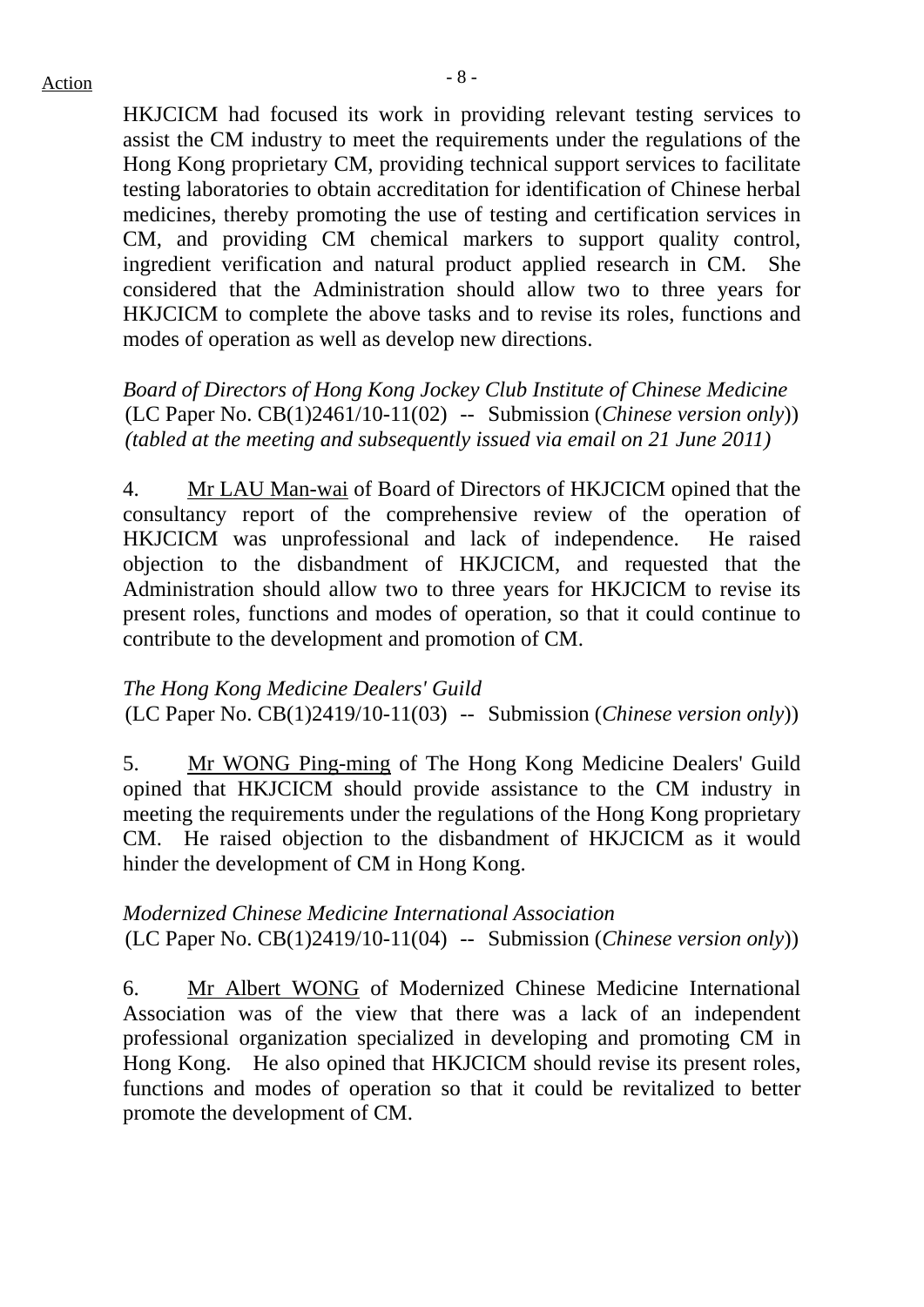HKJCICM had focused its work in providing relevant testing services to assist the CM industry to meet the requirements under the regulations of the Hong Kong proprietary CM, providing technical support services to facilitate testing laboratories to obtain accreditation for identification of Chinese herbal medicines, thereby promoting the use of testing and certification services in CM, and providing CM chemical markers to support quality control, ingredient verification and natural product applied research in CM. She considered that the Administration should allow two to three years for HKJCICM to complete the above tasks and to revise its roles, functions and modes of operation as well as develop new directions.

*Board of Directors of Hong Kong Jockey Club Institute of Chinese Medicine*
(LC Paper No. CB(1)2461/10-11(02) -- Submission (*Chinese version only*))
*(tabled at the meeting and subsequently issued via email on 21 June 2011)*

4. Mr LAU Man-wai of Board of Directors of HKJCICM opined that the consultancy report of the comprehensive review of the operation of HKJCICM was unprofessional and lack of independence. He raised objection to the disbandment of HKJCICM, and requested that the Administration should allow two to three years for HKJCICM to revise its present roles, functions and modes of operation, so that it could continue to contribute to the development and promotion of CM.

*The Hong Kong Medicine Dealers' Guild*
(LC Paper No. CB(1)2419/10-11(03) -- Submission (*Chinese version only*))

5. Mr WONG Ping-ming of The Hong Kong Medicine Dealers' Guild opined that HKJCICM should provide assistance to the CM industry in meeting the requirements under the regulations of the Hong Kong proprietary CM. He raised objection to the disbandment of HKJCICM as it would hinder the development of CM in Hong Kong.

*Modernized Chinese Medicine International Association*
(LC Paper No. CB(1)2419/10-11(04) -- Submission (*Chinese version only*))

6. Mr Albert WONG of Modernized Chinese Medicine International Association was of the view that there was a lack of an independent professional organization specialized in developing and promoting CM in Hong Kong. He also opined that HKJCICM should revise its present roles, functions and modes of operation so that it could be revitalized to better promote the development of CM.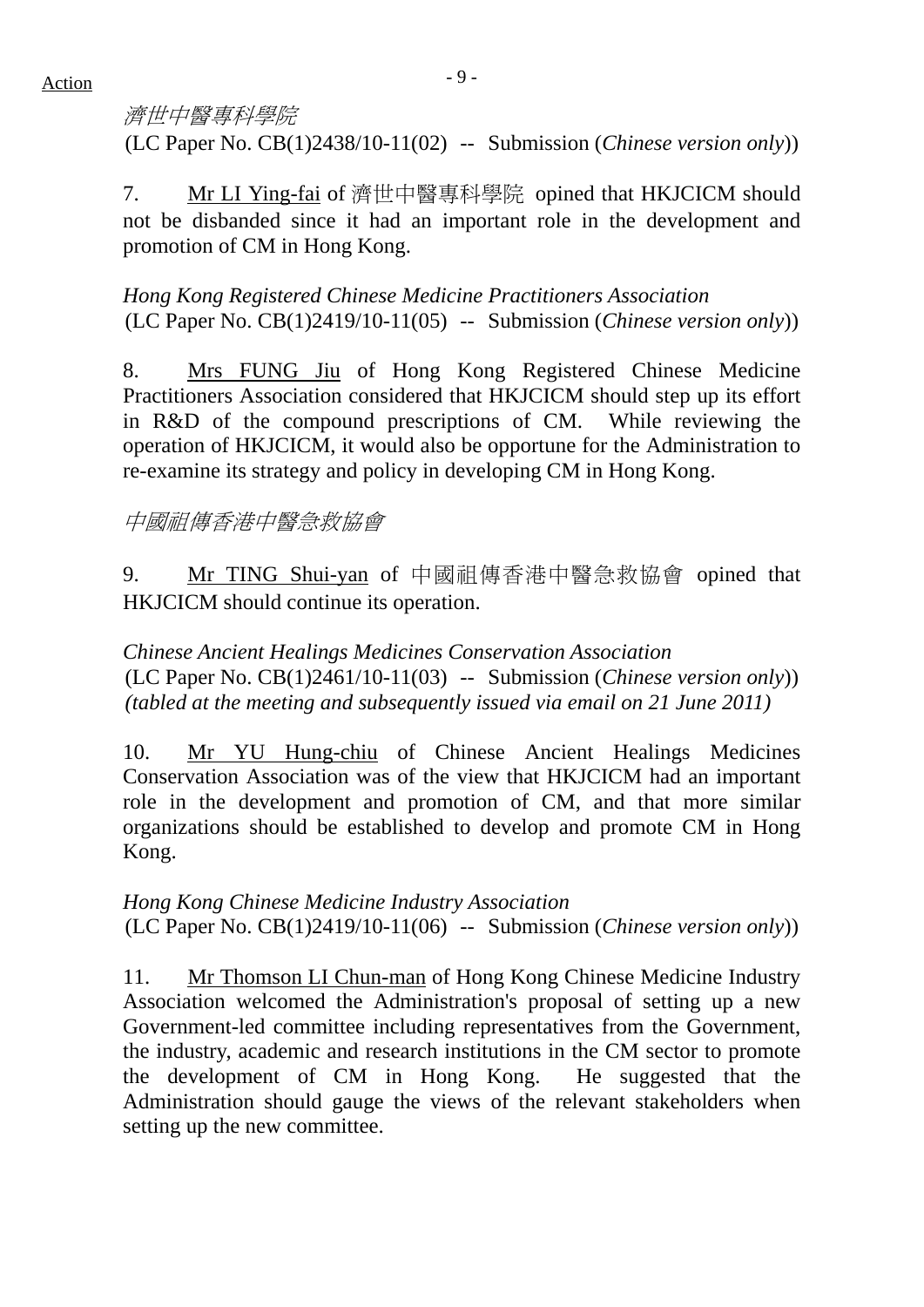*濟世中醫專科學院*
(LC Paper No. CB(1)2438/10-11(02) -- Submission (*Chinese version only*))

7. Mr LI Ying-fai of 濟世中醫專科學院 opined that HKJCICM should not be disbanded since it had an important role in the development and promotion of CM in Hong Kong.

*Hong Kong Registered Chinese Medicine Practitioners Association*
(LC Paper No. CB(1)2419/10-11(05) -- Submission (*Chinese version only*))

8. Mrs FUNG Jiu of Hong Kong Registered Chinese Medicine Practitioners Association considered that HKJCICM should step up its effort in R&D of the compound prescriptions of CM. While reviewing the operation of HKJCICM, it would also be opportune for the Administration to re-examine its strategy and policy in developing CM in Hong Kong.

*中國祖傳香港中醫急救協會*

9. Mr TING Shui-yan of 中國祖傳香港中醫急救協會 opined that HKJCICM should continue its operation.

*Chinese Ancient Healings Medicines Conservation Association*
(LC Paper No. CB(1)2461/10-11(03) -- Submission (*Chinese version only*))
*(tabled at the meeting and subsequently issued via email on 21 June 2011)*

10. Mr YU Hung-chiu of Chinese Ancient Healings Medicines Conservation Association was of the view that HKJCICM had an important role in the development and promotion of CM, and that more similar organizations should be established to develop and promote CM in Hong Kong.

*Hong Kong Chinese Medicine Industry Association*
(LC Paper No. CB(1)2419/10-11(06) -- Submission (*Chinese version only*))

11. Mr Thomson LI Chun-man of Hong Kong Chinese Medicine Industry Association welcomed the Administration's proposal of setting up a new Government-led committee including representatives from the Government, the industry, academic and research institutions in the CM sector to promote the development of CM in Hong Kong. He suggested that the Administration should gauge the views of the relevant stakeholders when setting up the new committee.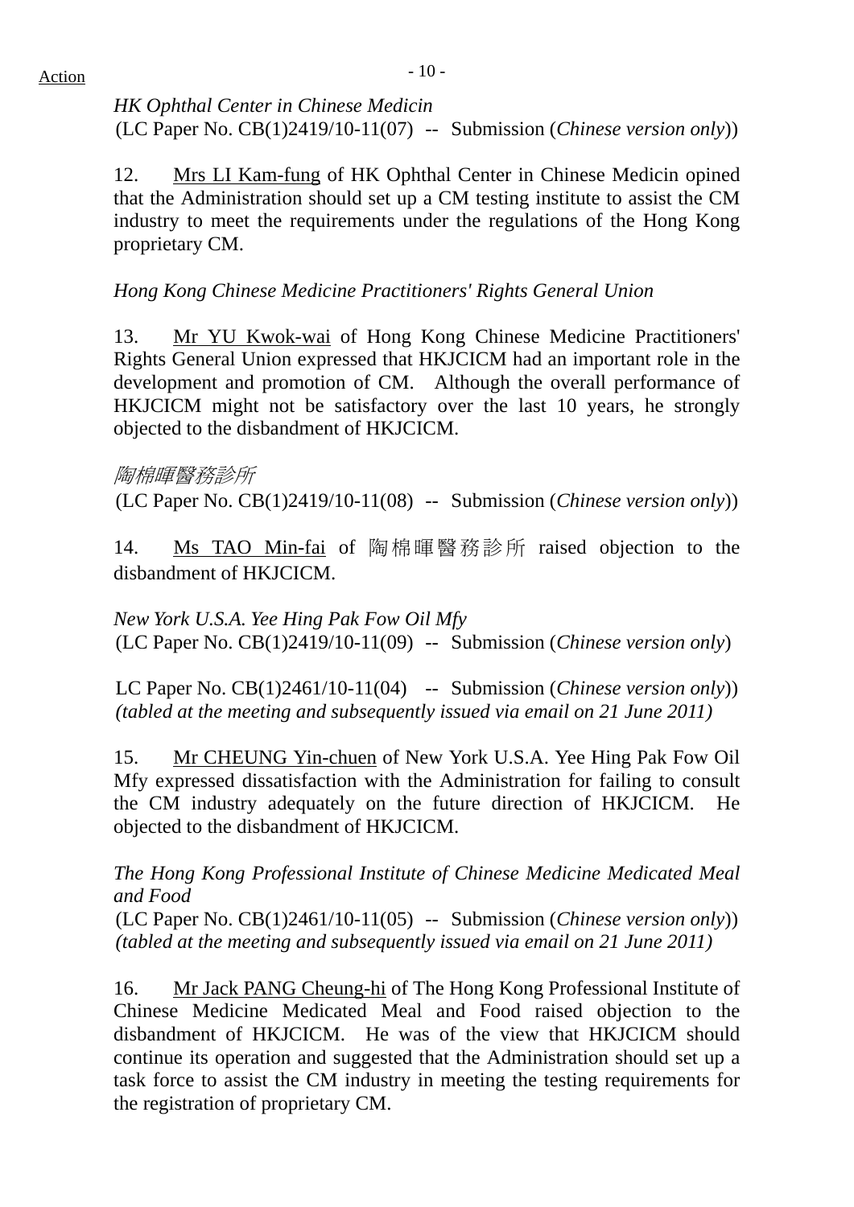*HK Ophthal Center in Chinese Medicin*
(LC Paper No. CB(1)2419/10-11(07) -- Submission (*Chinese version only*))

12. Mrs LI Kam-fung of HK Ophthal Center in Chinese Medicin opined that the Administration should set up a CM testing institute to assist the CM industry to meet the requirements under the regulations of the Hong Kong proprietary CM.

*Hong Kong Chinese Medicine Practitioners' Rights General Union*

13. Mr YU Kwok-wai of Hong Kong Chinese Medicine Practitioners' Rights General Union expressed that HKJCICM had an important role in the development and promotion of CM. Although the overall performance of HKJCICM might not be satisfactory over the last 10 years, he strongly objected to the disbandment of HKJCICM.

*陶棉暉醫務診所*
(LC Paper No. CB(1)2419/10-11(08) -- Submission (*Chinese version only*))

14. Ms TAO Min-fai of 陶棉暉醫務診所 raised objection to the disbandment of HKJCICM.

*New York U.S.A. Yee Hing Pak Fow Oil Mfy*
(LC Paper No. CB(1)2419/10-11(09) -- Submission (*Chinese version only*)

LC Paper No. CB(1)2461/10-11(04) -- Submission (*Chinese version only*))
*(tabled at the meeting and subsequently issued via email on 21 June 2011)*

15. Mr CHEUNG Yin-chuen of New York U.S.A. Yee Hing Pak Fow Oil Mfy expressed dissatisfaction with the Administration for failing to consult the CM industry adequately on the future direction of HKJCICM. He objected to the disbandment of HKJCICM.

*The Hong Kong Professional Institute of Chinese Medicine Medicated Meal and Food*
(LC Paper No. CB(1)2461/10-11(05) -- Submission (*Chinese version only*))
*(tabled at the meeting and subsequently issued via email on 21 June 2011)*

16. Mr Jack PANG Cheung-hi of The Hong Kong Professional Institute of Chinese Medicine Medicated Meal and Food raised objection to the disbandment of HKJCICM. He was of the view that HKJCICM should continue its operation and suggested that the Administration should set up a task force to assist the CM industry in meeting the testing requirements for the registration of proprietary CM.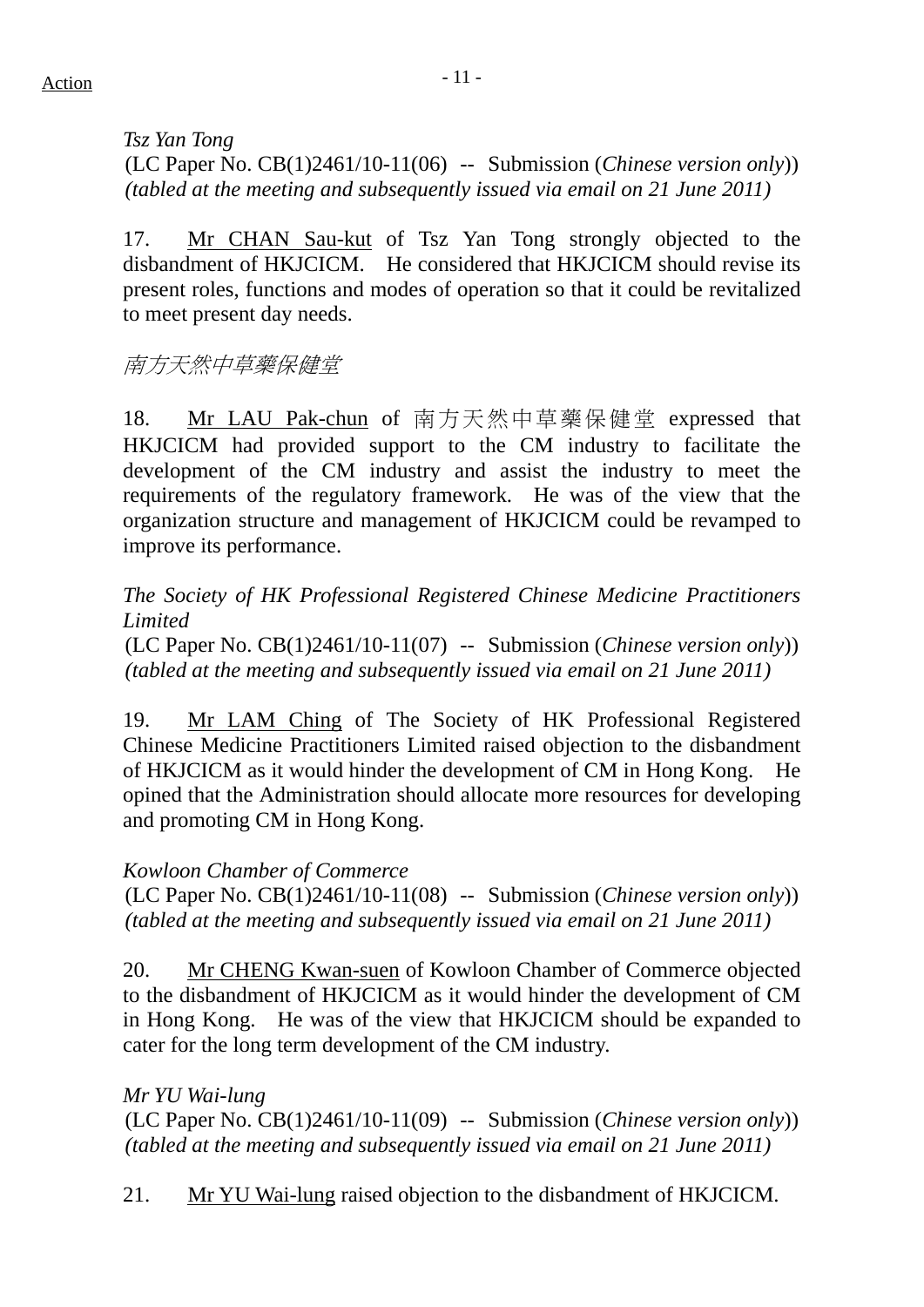*Tsz Yan Tong*
(LC Paper No. CB(1)2461/10-11(06) -- Submission (*Chinese version only*))
*(tabled at the meeting and subsequently issued via email on 21 June 2011)*

17. Mr CHAN Sau-kut of Tsz Yan Tong strongly objected to the disbandment of HKJCICM. He considered that HKJCICM should revise its present roles, functions and modes of operation so that it could be revitalized to meet present day needs.

*南方天然中草藥保健堂*

18. Mr LAU Pak-chun of 南方天然中草藥保健堂 expressed that HKJCICM had provided support to the CM industry to facilitate the development of the CM industry and assist the industry to meet the requirements of the regulatory framework. He was of the view that the organization structure and management of HKJCICM could be revamped to improve its performance.

*The Society of HK Professional Registered Chinese Medicine Practitioners Limited*
(LC Paper No. CB(1)2461/10-11(07) -- Submission (*Chinese version only*))
*(tabled at the meeting and subsequently issued via email on 21 June 2011)*

19. Mr LAM Ching of The Society of HK Professional Registered Chinese Medicine Practitioners Limited raised objection to the disbandment of HKJCICM as it would hinder the development of CM in Hong Kong. He opined that the Administration should allocate more resources for developing and promoting CM in Hong Kong.

*Kowloon Chamber of Commerce*
(LC Paper No. CB(1)2461/10-11(08) -- Submission (*Chinese version only*))
*(tabled at the meeting and subsequently issued via email on 21 June 2011)*

20. Mr CHENG Kwan-suen of Kowloon Chamber of Commerce objected to the disbandment of HKJCICM as it would hinder the development of CM in Hong Kong. He was of the view that HKJCICM should be expanded to cater for the long term development of the CM industry.

*Mr YU Wai-lung*
(LC Paper No. CB(1)2461/10-11(09) -- Submission (*Chinese version only*))
*(tabled at the meeting and subsequently issued via email on 21 June 2011)*

21. Mr YU Wai-lung raised objection to the disbandment of HKJCICM.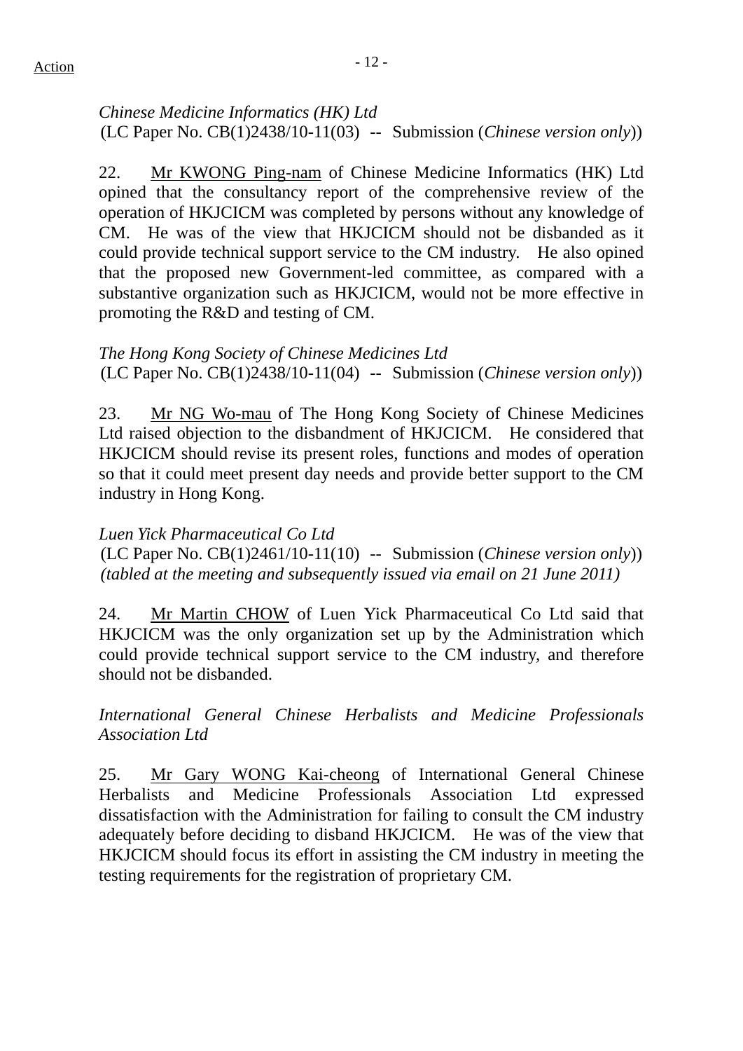*Chinese Medicine Informatics (HK) Ltd*
(LC Paper No. CB(1)2438/10-11(03) -- Submission (*Chinese version only*))

22. Mr KWONG Ping-nam of Chinese Medicine Informatics (HK) Ltd opined that the consultancy report of the comprehensive review of the operation of HKJCICM was completed by persons without any knowledge of CM. He was of the view that HKJCICM should not be disbanded as it could provide technical support service to the CM industry. He also opined that the proposed new Government-led committee, as compared with a substantive organization such as HKJCICM, would not be more effective in promoting the R&D and testing of CM.

*The Hong Kong Society of Chinese Medicines Ltd*
(LC Paper No. CB(1)2438/10-11(04) -- Submission (*Chinese version only*))

23. Mr NG Wo-mau of The Hong Kong Society of Chinese Medicines Ltd raised objection to the disbandment of HKJCICM. He considered that HKJCICM should revise its present roles, functions and modes of operation so that it could meet present day needs and provide better support to the CM industry in Hong Kong.

*Luen Yick Pharmaceutical Co Ltd*
(LC Paper No. CB(1)2461/10-11(10) -- Submission (*Chinese version only*))
*(tabled at the meeting and subsequently issued via email on 21 June 2011)*

24. Mr Martin CHOW of Luen Yick Pharmaceutical Co Ltd said that HKJCICM was the only organization set up by the Administration which could provide technical support service to the CM industry, and therefore should not be disbanded.

*International General Chinese Herbalists and Medicine Professionals Association Ltd*

25. Mr Gary WONG Kai-cheong of International General Chinese Herbalists and Medicine Professionals Association Ltd expressed dissatisfaction with the Administration for failing to consult the CM industry adequately before deciding to disband HKJCICM. He was of the view that HKJCICM should focus its effort in assisting the CM industry in meeting the testing requirements for the registration of proprietary CM.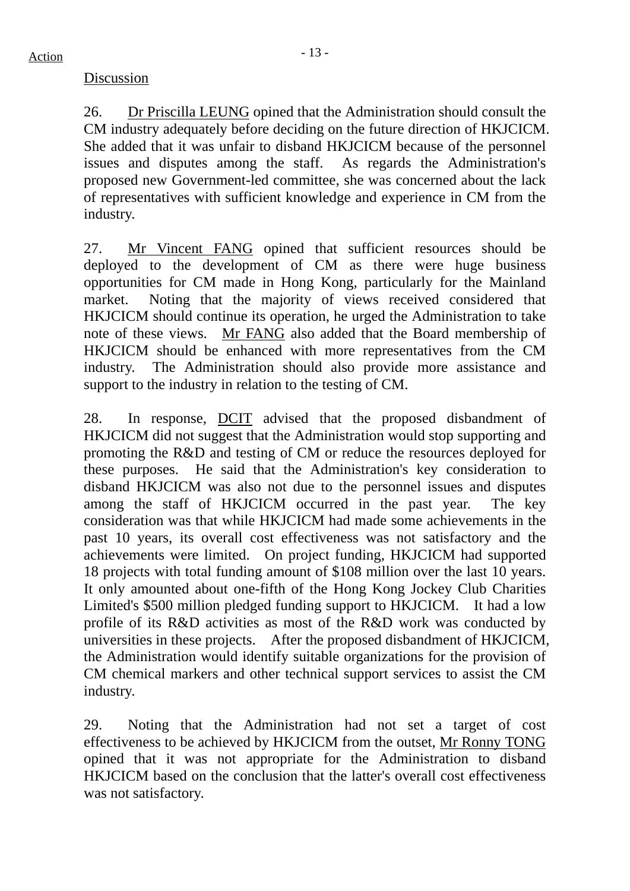Discussion

26. Dr Priscilla LEUNG opined that the Administration should consult the CM industry adequately before deciding on the future direction of HKJCICM. She added that it was unfair to disband HKJCICM because of the personnel issues and disputes among the staff. As regards the Administration's proposed new Government-led committee, she was concerned about the lack of representatives with sufficient knowledge and experience in CM from the industry.

27. Mr Vincent FANG opined that sufficient resources should be deployed to the development of CM as there were huge business opportunities for CM made in Hong Kong, particularly for the Mainland market. Noting that the majority of views received considered that HKJCICM should continue its operation, he urged the Administration to take note of these views. Mr FANG also added that the Board membership of HKJCICM should be enhanced with more representatives from the CM industry. The Administration should also provide more assistance and support to the industry in relation to the testing of CM.

28. In response, DCIT advised that the proposed disbandment of HKJCICM did not suggest that the Administration would stop supporting and promoting the R&D and testing of CM or reduce the resources deployed for these purposes. He said that the Administration's key consideration to disband HKJCICM was also not due to the personnel issues and disputes among the staff of HKJCICM occurred in the past year. The key consideration was that while HKJCICM had made some achievements in the past 10 years, its overall cost effectiveness was not satisfactory and the achievements were limited. On project funding, HKJCICM had supported 18 projects with total funding amount of $108 million over the last 10 years. It only amounted about one-fifth of the Hong Kong Jockey Club Charities Limited's $500 million pledged funding support to HKJCICM. It had a low profile of its R&D activities as most of the R&D work was conducted by universities in these projects. After the proposed disbandment of HKJCICM, the Administration would identify suitable organizations for the provision of CM chemical markers and other technical support services to assist the CM industry.

29. Noting that the Administration had not set a target of cost effectiveness to be achieved by HKJCICM from the outset, Mr Ronny TONG opined that it was not appropriate for the Administration to disband HKJCICM based on the conclusion that the latter's overall cost effectiveness was not satisfactory.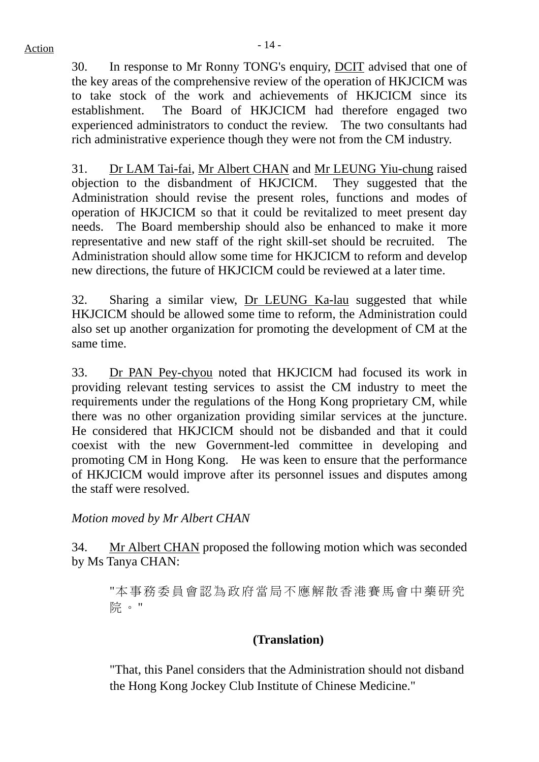30. In response to Mr Ronny TONG's enquiry, DCIT advised that one of the key areas of the comprehensive review of the operation of HKJCICM was to take stock of the work and achievements of HKJCICM since its establishment. The Board of HKJCICM had therefore engaged two experienced administrators to conduct the review. The two consultants had rich administrative experience though they were not from the CM industry.

31. Dr LAM Tai-fai, Mr Albert CHAN and Mr LEUNG Yiu-chung raised objection to the disbandment of HKJCICM. They suggested that the Administration should revise the present roles, functions and modes of operation of HKJCICM so that it could be revitalized to meet present day needs. The Board membership should also be enhanced to make it more representative and new staff of the right skill-set should be recruited. The Administration should allow some time for HKJCICM to reform and develop new directions, the future of HKJCICM could be reviewed at a later time.

32. Sharing a similar view, Dr LEUNG Ka-lau suggested that while HKJCICM should be allowed some time to reform, the Administration could also set up another organization for promoting the development of CM at the same time.

33. Dr PAN Pey-chyou noted that HKJCICM had focused its work in providing relevant testing services to assist the CM industry to meet the requirements under the regulations of the Hong Kong proprietary CM, while there was no other organization providing similar services at the juncture. He considered that HKJCICM should not be disbanded and that it could coexist with the new Government-led committee in developing and promoting CM in Hong Kong. He was keen to ensure that the performance of HKJCICM would improve after its personnel issues and disputes among the staff were resolved.

*Motion moved by Mr Albert CHAN*

34. Mr Albert CHAN proposed the following motion which was seconded by Ms Tanya CHAN:

> "本事務委員會認為政府當局不應解散香港賽馬會中藥研究院。"

**(Translation)**

> "That, this Panel considers that the Administration should not disband the Hong Kong Jockey Club Institute of Chinese Medicine."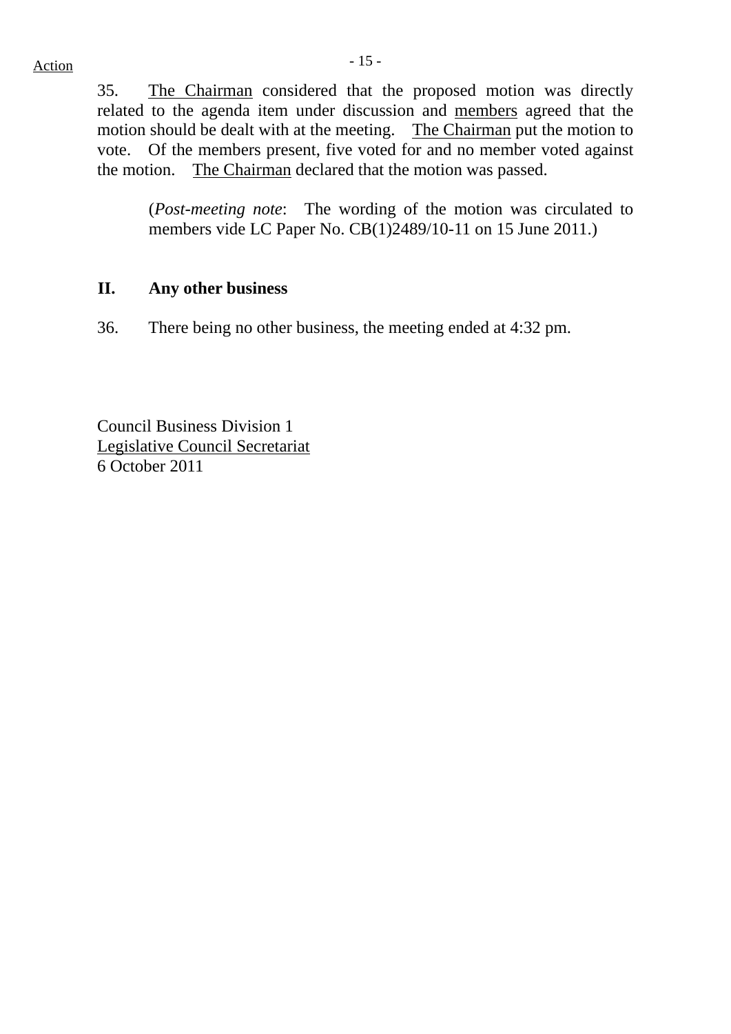Action

35. The Chairman considered that the proposed motion was directly related to the agenda item under discussion and members agreed that the motion should be dealt with at the meeting. The Chairman put the motion to vote. Of the members present, five voted for and no member voted against the motion. The Chairman declared that the motion was passed.

> (*Post-meeting note*: The wording of the motion was circulated to members vide LC Paper No. CB(1)2489/10-11 on 15 June 2011.)

## II. Any other business

36. There being no other business, the meeting ended at 4:32 pm.

Council Business Division 1
Legislative Council Secretariat
6 October 2011